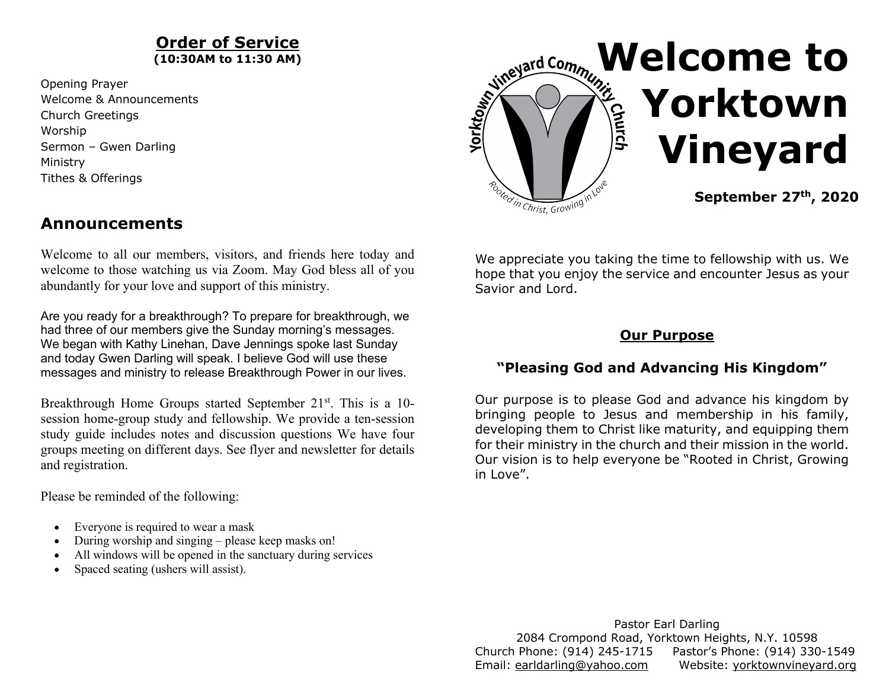## Order of Service

**(10:30AM to 11:30 AM)**

Opening Prayer
Welcome & Announcements
Church Greetings
Worship
Sermon – Gwen Darling
Ministry
Tithes & Offerings

## Announcements

Welcome to all our members, visitors, and friends here today and welcome to those watching us via Zoom. May God bless all of you abundantly for your love and support of this ministry.

Are you ready for a breakthrough? To prepare for breakthrough, we had three of our members give the Sunday morning's messages. We began with Kathy Linehan, Dave Jennings spoke last Sunday and today Gwen Darling will speak. I believe God will use these messages and ministry to release Breakthrough Power in our lives.

Breakthrough Home Groups started September 21st. This is a 10-session home-group study and fellowship. We provide a ten-session study guide includes notes and discussion questions We have four groups meeting on different days. See flyer and newsletter for details and registration.

Please be reminded of the following:

- Everyone is required to wear a mask
- During worship and singing – please keep masks on!
- All windows will be opened in the sanctuary during services
- Spaced seating (ushers will assist).

Yorktown Vineyard Community Church
Rooted in Christ, Growing in Love

# Welcome to Yorktown Vineyard

**September 27th, 2020**

We appreciate you taking the time to fellowship with us. We hope that you enjoy the service and encounter Jesus as your Savior and Lord.

### Our Purpose

**"Pleasing God and Advancing His Kingdom"**

Our purpose is to please God and advance his kingdom by bringing people to Jesus and membership in his family, developing them to Christ like maturity, and equipping them for their ministry in the church and their mission in the world. Our vision is to help everyone be "Rooted in Christ, Growing in Love".

Pastor Earl Darling
2084 Crompond Road, Yorktown Heights, N.Y. 10598
Church Phone: (914) 245-1715 Pastor's Phone: (914) 330-1549
Email: earldarling@yahoo.com Website: yorktownvineyard.org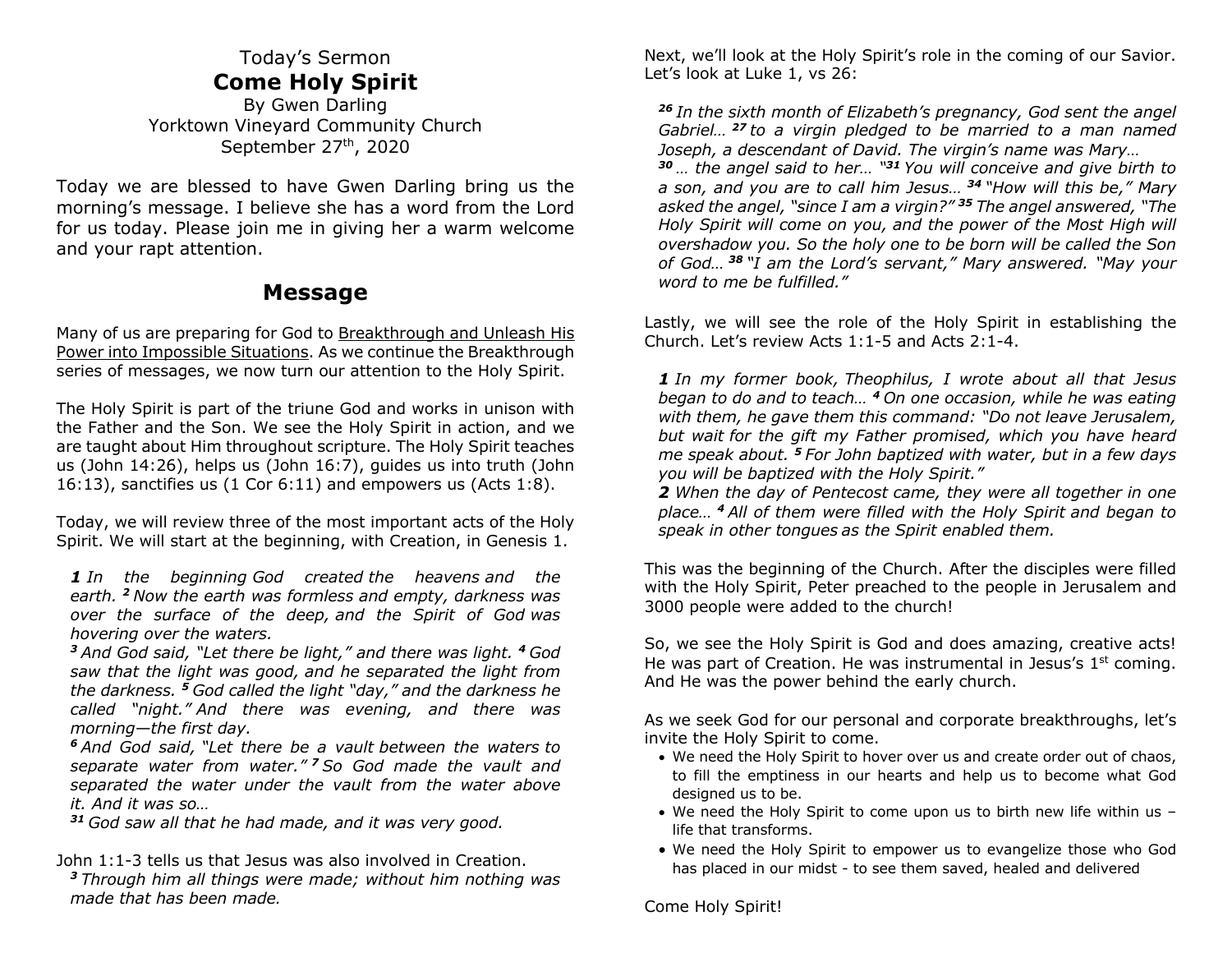Today's Sermon

# Come Holy Spirit

By Gwen Darling
Yorktown Vineyard Community Church
September 27th, 2020

Today we are blessed to have Gwen Darling bring us the morning's message. I believe she has a word from the Lord for us today. Please join me in giving her a warm welcome and your rapt attention.

## Message

Many of us are preparing for God to Breakthrough and Unleash His Power into Impossible Situations. As we continue the Breakthrough series of messages, we now turn our attention to the Holy Spirit.

The Holy Spirit is part of the triune God and works in unison with the Father and the Son. We see the Holy Spirit in action, and we are taught about Him throughout scripture. The Holy Spirit teaches us (John 14:26), helps us (John 16:7), guides us into truth (John 16:13), sanctifies us (1 Cor 6:11) and empowers us (Acts 1:8).

Today, we will review three of the most important acts of the Holy Spirit. We will start at the beginning, with Creation, in Genesis 1.

> ***1*** *In the beginning God created the heavens and the earth.* ***2*** *Now the earth was formless and empty, darkness was over the surface of the deep, and the Spirit of God was hovering over the waters.*
> ***3*** *And God said, "Let there be light," and there was light.* ***4*** *God saw that the light was good, and he separated the light from the darkness.* ***5*** *God called the light "day," and the darkness he called "night." And there was evening, and there was morning—the first day.*
> ***6*** *And God said, "Let there be a vault between the waters to separate water from water."* ***7*** *So God made the vault and separated the water under the vault from the water above it. And it was so…*
> ***31*** *God saw all that he had made, and it was very good.*

John 1:1-3 tells us that Jesus was also involved in Creation.

> ***3*** *Through him all things were made; without him nothing was made that has been made.*

Next, we'll look at the Holy Spirit's role in the coming of our Savior. Let's look at Luke 1, vs 26:

> ***26*** *In the sixth month of Elizabeth's pregnancy, God sent the angel Gabriel…* ***27*** *to a virgin pledged to be married to a man named Joseph, a descendant of David. The virgin's name was Mary…*
> ***30*** *… the angel said to her… "****31*** *You will conceive and give birth to a son, and you are to call him Jesus…* ***34*** *"How will this be," Mary asked the angel, "since I am a virgin?"* ***35*** *The angel answered, "The Holy Spirit will come on you, and the power of the Most High will overshadow you. So the holy one to be born will be called the Son of God…* ***38*** *"I am the Lord's servant," Mary answered. "May your word to me be fulfilled."*

Lastly, we will see the role of the Holy Spirit in establishing the Church. Let's review Acts 1:1-5 and Acts 2:1-4.

> ***1*** *In my former book, Theophilus, I wrote about all that Jesus began to do and to teach…* ***4*** *On one occasion, while he was eating with them, he gave them this command: "Do not leave Jerusalem, but wait for the gift my Father promised, which you have heard me speak about.* ***5*** *For John baptized with water, but in a few days you will be baptized with the Holy Spirit."*
> ***2*** *When the day of Pentecost came, they were all together in one place…* ***4*** *All of them were filled with the Holy Spirit and began to speak in other tongues as the Spirit enabled them.*

This was the beginning of the Church. After the disciples were filled with the Holy Spirit, Peter preached to the people in Jerusalem and 3000 people were added to the church!

So, we see the Holy Spirit is God and does amazing, creative acts! He was part of Creation. He was instrumental in Jesus's 1st coming. And He was the power behind the early church.

As we seek God for our personal and corporate breakthroughs, let's invite the Holy Spirit to come.

- We need the Holy Spirit to hover over us and create order out of chaos, to fill the emptiness in our hearts and help us to become what God designed us to be.
- We need the Holy Spirit to come upon us to birth new life within us – life that transforms.
- We need the Holy Spirit to empower us to evangelize those who God has placed in our midst - to see them saved, healed and delivered

Come Holy Spirit!